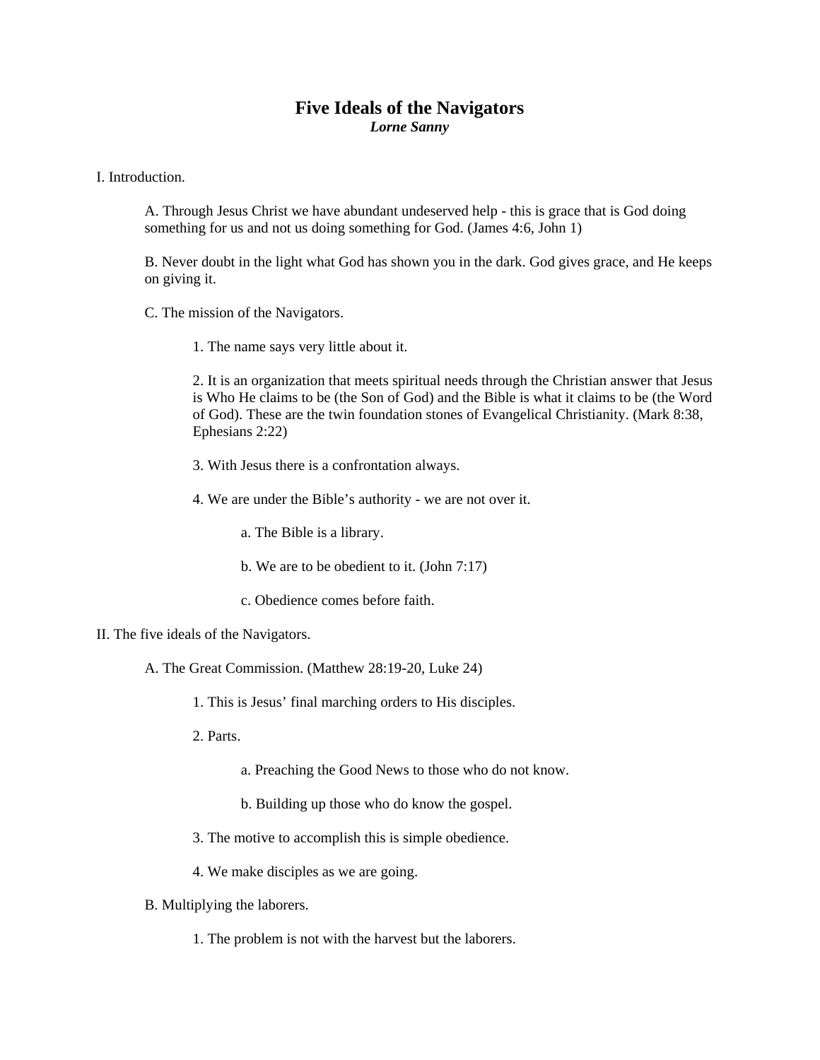# Five Ideals of the Navigators

***Lorne Sanny***

I. Introduction.

A. Through Jesus Christ we have abundant undeserved help - this is grace that is God doing something for us and not us doing something for God. (James 4:6, John 1)

B. Never doubt in the light what God has shown you in the dark. God gives grace, and He keeps on giving it.

C. The mission of the Navigators.

1. The name says very little about it.

2. It is an organization that meets spiritual needs through the Christian answer that Jesus is Who He claims to be (the Son of God) and the Bible is what it claims to be (the Word of God). These are the twin foundation stones of Evangelical Christianity. (Mark 8:38, Ephesians 2:22)

3. With Jesus there is a confrontation always.

4. We are under the Bible's authority - we are not over it.

a. The Bible is a library.

b. We are to be obedient to it. (John 7:17)

c. Obedience comes before faith.

II. The five ideals of the Navigators.

A. The Great Commission. (Matthew 28:19-20, Luke 24)

1. This is Jesus' final marching orders to His disciples.

2. Parts.

a. Preaching the Good News to those who do not know.

b. Building up those who do know the gospel.

3. The motive to accomplish this is simple obedience.

4. We make disciples as we are going.

B. Multiplying the laborers.

1. The problem is not with the harvest but the laborers.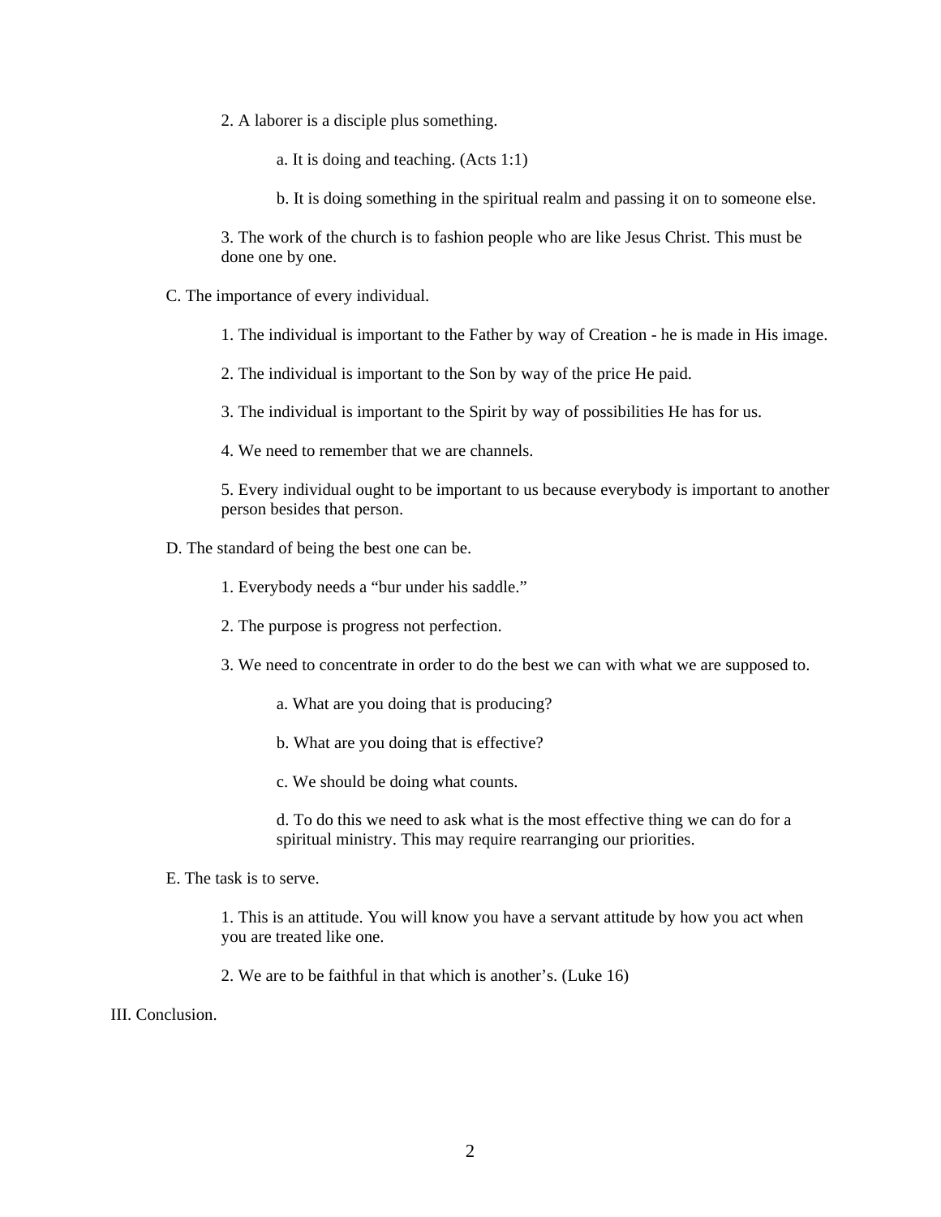2. A laborer is a disciple plus something.

a. It is doing and teaching. (Acts 1:1)

b. It is doing something in the spiritual realm and passing it on to someone else.

3. The work of the church is to fashion people who are like Jesus Christ. This must be done one by one.

C. The importance of every individual.

1. The individual is important to the Father by way of Creation - he is made in His image.

2. The individual is important to the Son by way of the price He paid.

3. The individual is important to the Spirit by way of possibilities He has for us.

4. We need to remember that we are channels.

5. Every individual ought to be important to us because everybody is important to another person besides that person.

D. The standard of being the best one can be.

1. Everybody needs a "bur under his saddle."

2. The purpose is progress not perfection.

3. We need to concentrate in order to do the best we can with what we are supposed to.

a. What are you doing that is producing?

b. What are you doing that is effective?

c. We should be doing what counts.

d. To do this we need to ask what is the most effective thing we can do for a spiritual ministry. This may require rearranging our priorities.

E. The task is to serve.

1. This is an attitude. You will know you have a servant attitude by how you act when you are treated like one.

2. We are to be faithful in that which is another's. (Luke 16)

III. Conclusion.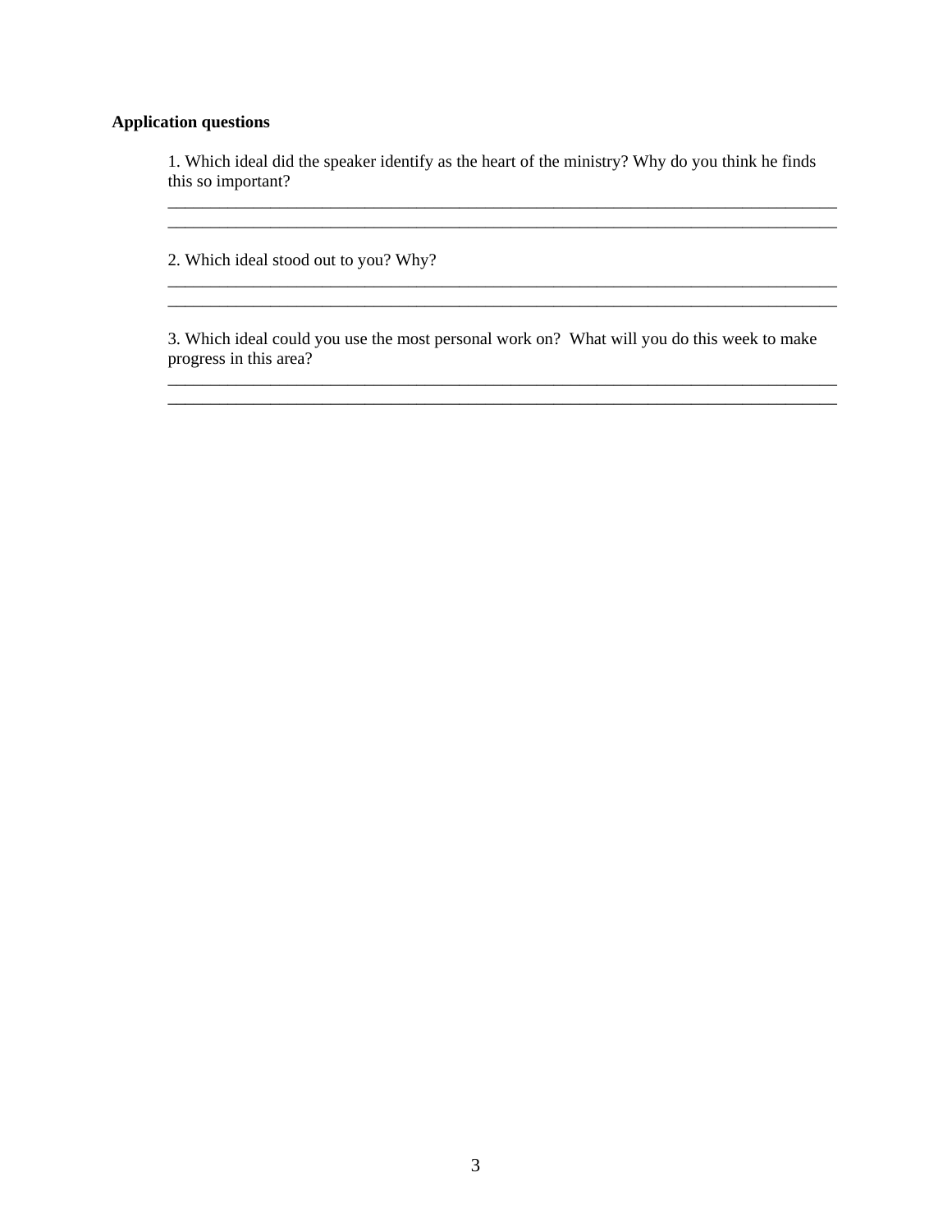**Application questions**

1. Which ideal did the speaker identify as the heart of the ministry? Why do you think he finds this so important?

____________________________________________________________________________
____________________________________________________________________________

2. Which ideal stood out to you? Why?

____________________________________________________________________________
____________________________________________________________________________

3. Which ideal could you use the most personal work on? What will you do this week to make progress in this area?

____________________________________________________________________________
____________________________________________________________________________